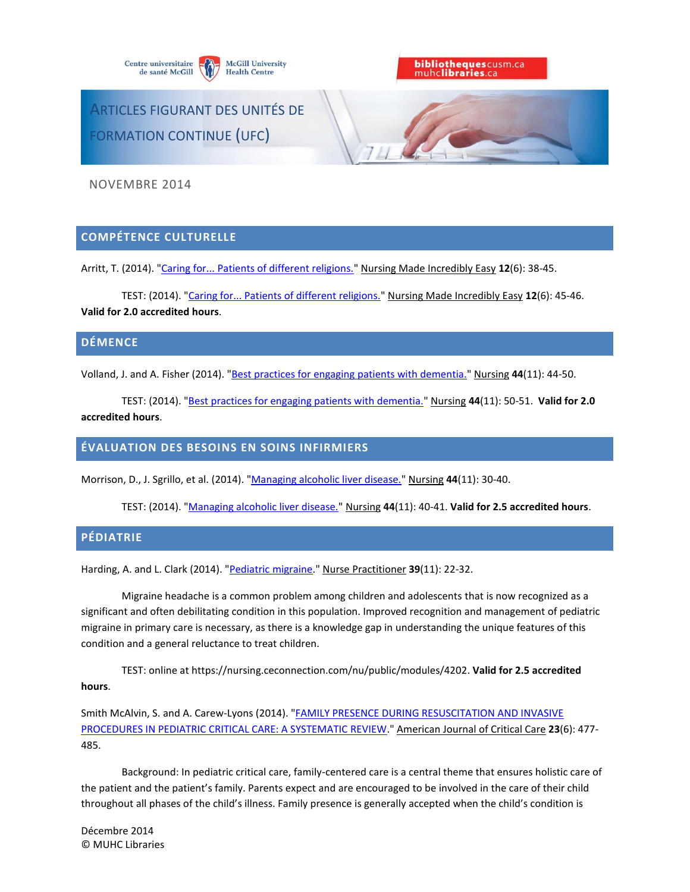# ARTICLES FIGURANT DES UNITÉS DE FORMATION CONTINUE (UFC)

NOVEMBRE 2014

## COMPÉTENCE CULTURELLE

Arritt, T. (2014). "Caring for... Patients of different religions." Nursing Made Incredibly Easy **12**(6): 38-45.

TEST: (2014). "Caring for... Patients of different religions." Nursing Made Incredibly Easy **12**(6): 45-46. **Valid for 2.0 accredited hours**.

## DÉMENCE

Volland, J. and A. Fisher (2014). "Best practices for engaging patients with dementia." Nursing **44**(11): 44-50.

TEST: (2014). "Best practices for engaging patients with dementia." Nursing **44**(11): 50-51. **Valid for 2.0 accredited hours**.

## ÉVALUATION DES BESOINS EN SOINS INFIRMIERS

Morrison, D., J. Sgrillo, et al. (2014). "Managing alcoholic liver disease." Nursing **44**(11): 30-40.

TEST: (2014). "Managing alcoholic liver disease." Nursing **44**(11): 40-41. **Valid for 2.5 accredited hours**.

## PÉDIATRIE

Harding, A. and L. Clark (2014). "Pediatric migraine." Nurse Practitioner **39**(11): 22-32.

Migraine headache is a common problem among children and adolescents that is now recognized as a significant and often debilitating condition in this population. Improved recognition and management of pediatric migraine in primary care is necessary, as there is a knowledge gap in understanding the unique features of this condition and a general reluctance to treat children.

TEST: online at https://nursing.ceconnection.com/nu/public/modules/4202. **Valid for 2.5 accredited hours**.

Smith McAlvin, S. and A. Carew-Lyons (2014). "FAMILY PRESENCE DURING RESUSCITATION AND INVASIVE PROCEDURES IN PEDIATRIC CRITICAL CARE: A SYSTEMATIC REVIEW." American Journal of Critical Care **23**(6): 477-485.

Background: In pediatric critical care, family-centered care is a central theme that ensures holistic care of the patient and the patient's family. Parents expect and are encouraged to be involved in the care of their child throughout all phases of the child's illness. Family presence is generally accepted when the child's condition is

Décembre 2014
© MUHC Libraries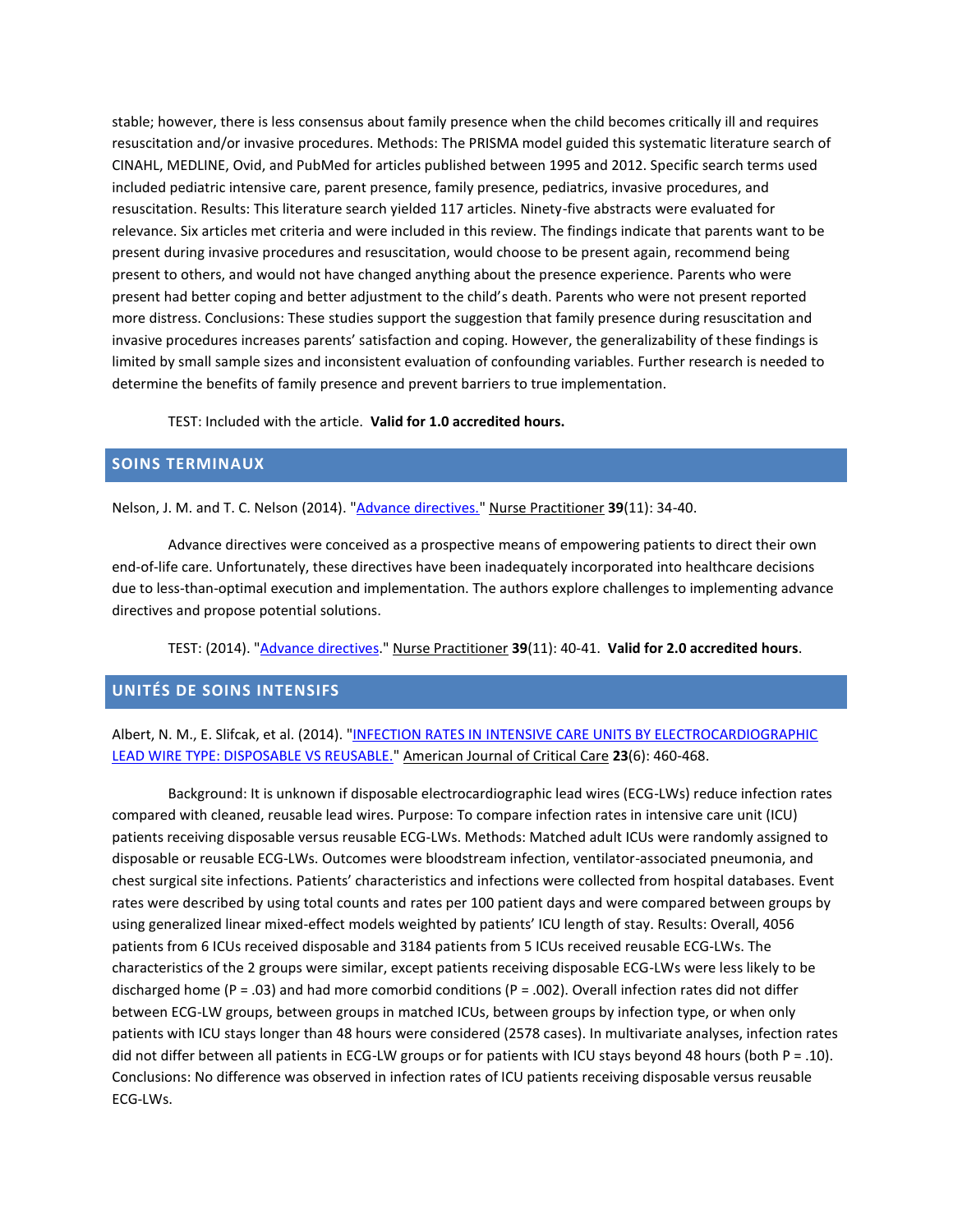stable; however, there is less consensus about family presence when the child becomes critically ill and requires resuscitation and/or invasive procedures. Methods: The PRISMA model guided this systematic literature search of CINAHL, MEDLINE, Ovid, and PubMed for articles published between 1995 and 2012. Specific search terms used included pediatric intensive care, parent presence, family presence, pediatrics, invasive procedures, and resuscitation. Results: This literature search yielded 117 articles. Ninety-five abstracts were evaluated for relevance. Six articles met criteria and were included in this review. The findings indicate that parents want to be present during invasive procedures and resuscitation, would choose to be present again, recommend being present to others, and would not have changed anything about the presence experience. Parents who were present had better coping and better adjustment to the child's death. Parents who were not present reported more distress. Conclusions: These studies support the suggestion that family presence during resuscitation and invasive procedures increases parents' satisfaction and coping. However, the generalizability of these findings is limited by small sample sizes and inconsistent evaluation of confounding variables. Further research is needed to determine the benefits of family presence and prevent barriers to true implementation.

TEST: Included with the article. **Valid for 1.0 accredited hours.**

## SOINS TERMINAUX

Nelson, J. M. and T. C. Nelson (2014). "Advance directives." Nurse Practitioner **39**(11): 34-40.

Advance directives were conceived as a prospective means of empowering patients to direct their own end-of-life care. Unfortunately, these directives have been inadequately incorporated into healthcare decisions due to less-than-optimal execution and implementation. The authors explore challenges to implementing advance directives and propose potential solutions.

TEST: (2014). "Advance directives." Nurse Practitioner **39**(11): 40-41. **Valid for 2.0 accredited hours**.

## UNITÉS DE SOINS INTENSIFS

Albert, N. M., E. Slifcak, et al. (2014). "INFECTION RATES IN INTENSIVE CARE UNITS BY ELECTROCARDIOGRAPHIC LEAD WIRE TYPE: DISPOSABLE VS REUSABLE." American Journal of Critical Care **23**(6): 460-468.

Background: It is unknown if disposable electrocardiographic lead wires (ECG-LWs) reduce infection rates compared with cleaned, reusable lead wires. Purpose: To compare infection rates in intensive care unit (ICU) patients receiving disposable versus reusable ECG-LWs. Methods: Matched adult ICUs were randomly assigned to disposable or reusable ECG-LWs. Outcomes were bloodstream infection, ventilator-associated pneumonia, and chest surgical site infections. Patients' characteristics and infections were collected from hospital databases. Event rates were described by using total counts and rates per 100 patient days and were compared between groups by using generalized linear mixed-effect models weighted by patients' ICU length of stay. Results: Overall, 4056 patients from 6 ICUs received disposable and 3184 patients from 5 ICUs received reusable ECG-LWs. The characteristics of the 2 groups were similar, except patients receiving disposable ECG-LWs were less likely to be discharged home ($P = .03$) and had more comorbid conditions ($P = .002$). Overall infection rates did not differ between ECG-LW groups, between groups in matched ICUs, between groups by infection type, or when only patients with ICU stays longer than 48 hours were considered (2578 cases). In multivariate analyses, infection rates did not differ between all patients in ECG-LW groups or for patients with ICU stays beyond 48 hours (both $P = .10$). Conclusions: No difference was observed in infection rates of ICU patients receiving disposable versus reusable ECG-LWs.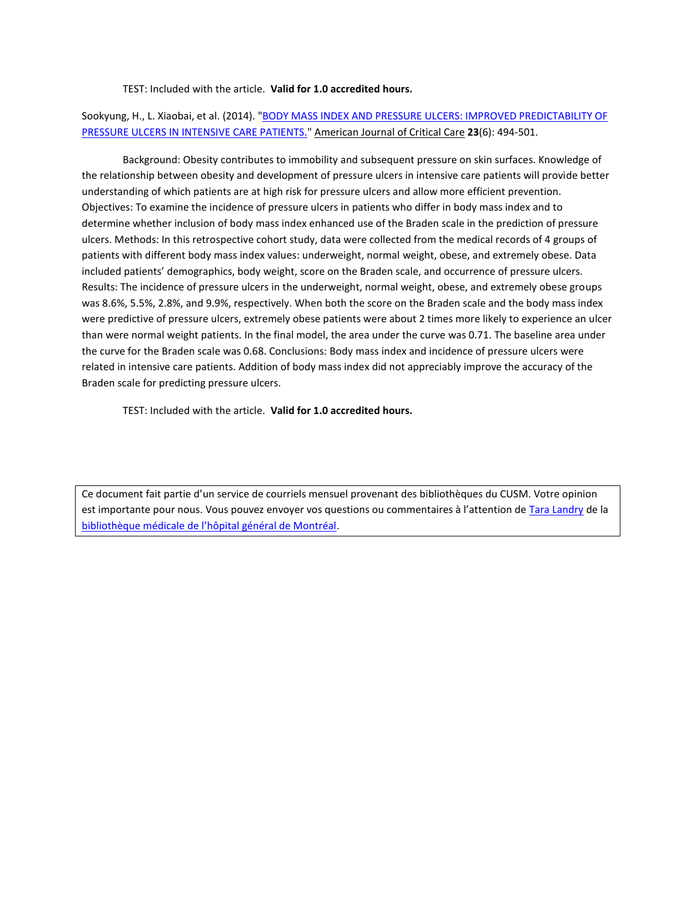TEST: Included with the article. **Valid for 1.0 accredited hours.**

Sookyung, H., L. Xiaobai, et al. (2014). "[BODY MASS INDEX AND PRESSURE ULCERS: IMPROVED PREDICTABILITY OF PRESSURE ULCERS IN INTENSIVE CARE PATIENTS.]()" American Journal of Critical Care **23**(6): 494-501.

Background: Obesity contributes to immobility and subsequent pressure on skin surfaces. Knowledge of the relationship between obesity and development of pressure ulcers in intensive care patients will provide better understanding of which patients are at high risk for pressure ulcers and allow more efficient prevention. Objectives: To examine the incidence of pressure ulcers in patients who differ in body mass index and to determine whether inclusion of body mass index enhanced use of the Braden scale in the prediction of pressure ulcers. Methods: In this retrospective cohort study, data were collected from the medical records of 4 groups of patients with different body mass index values: underweight, normal weight, obese, and extremely obese. Data included patients' demographics, body weight, score on the Braden scale, and occurrence of pressure ulcers. Results: The incidence of pressure ulcers in the underweight, normal weight, obese, and extremely obese groups was 8.6%, 5.5%, 2.8%, and 9.9%, respectively. When both the score on the Braden scale and the body mass index were predictive of pressure ulcers, extremely obese patients were about 2 times more likely to experience an ulcer than were normal weight patients. In the final model, the area under the curve was 0.71. The baseline area under the curve for the Braden scale was 0.68. Conclusions: Body mass index and incidence of pressure ulcers were related in intensive care patients. Addition of body mass index did not appreciably improve the accuracy of the Braden scale for predicting pressure ulcers.

TEST: Included with the article. **Valid for 1.0 accredited hours.**

Ce document fait partie d'un service de courriels mensuel provenant des bibliothèques du CUSM. Votre opinion est importante pour nous. Vous pouvez envoyer vos questions ou commentaires à l'attention de [Tara Landry]() de la [bibliothèque médicale de l'hôpital général de Montréal]().